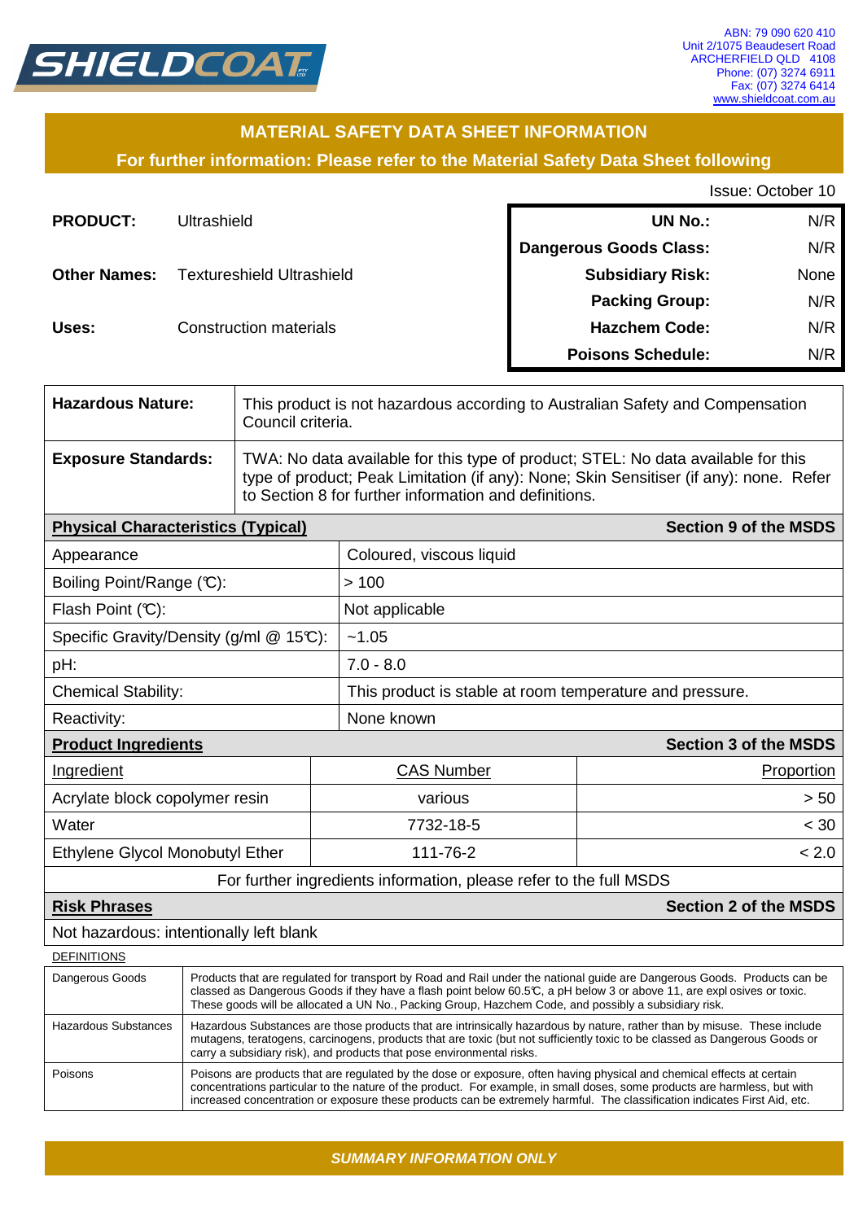SHIELDCOAT

ABN: 79 090 620 410
Unit 2/1075 Beaudesert Road
ARCHERFIELD QLD 4108
Phone: (07) 3274 6911
Fax: (07) 3274 6414
www.shieldcoat.com.au

## MATERIAL SAFETY DATA SHEET INFORMATION

**For further information: Please refer to the Material Safety Data Sheet following**

Issue: October 10

**PRODUCT:** Ultrashield

**Other Names:** Textureshield Ultrashield

**Uses:** Construction materials

| | |
|---|---|
| **UN No.:** | N/R |
| **Dangerous Goods Class:** | N/R |
| **Subsidiary Risk:** | None |
| **Packing Group:** | N/R |
| **Hazchem Code:** | N/R |
| **Poisons Schedule:** | N/R |

| | |
|---|---|
| **Hazardous Nature:** | This product is not hazardous according to Australian Safety and Compensation Council criteria. |
| **Exposure Standards:** | TWA: No data available for this type of product; STEL: No data available for this type of product; Peak Limitation (if any): None; Skin Sensitiser (if any): none. Refer to Section 8 for further information and definitions. |

| **Physical Characteristics (Typical)** | **Section 9 of the MSDS** |
|---|---|
| Appearance | Coloured, viscous liquid |
| Boiling Point/Range (℃): | > 100 |
| Flash Point (℃): | Not applicable |
| Specific Gravity/Density (g/ml @ 15℃): | ~1.05 |
| pH: | 7.0 - 8.0 |
| Chemical Stability: | This product is stable at room temperature and pressure. |
| Reactivity: | None known |

**Product Ingredients** — **Section 3 of the MSDS**

| Ingredient | CAS Number | Proportion |
|---|---|---|
| Acrylate block copolymer resin | various | > 50 |
| Water | 7732-18-5 | < 30 |
| Ethylene Glycol Monobutyl Ether | 111-76-2 | < 2.0 |

For further ingredients information, please refer to the full MSDS

**Risk Phrases** — **Section 2 of the MSDS**

Not hazardous: intentionally left blank

DEFINITIONS

| | |
|---|---|
| Dangerous Goods | Products that are regulated for transport by Road and Rail under the national guide are Dangerous Goods. Products can be classed as Dangerous Goods if they have a flash point below 60.5℃, a pH below 3 or above 11, are explosives or toxic. These goods will be allocated a UN No., Packing Group, Hazchem Code, and possibly a subsidiary risk. |
| Hazardous Substances | Hazardous Substances are those products that are intrinsically hazardous by nature, rather than by misuse. These include mutagens, teratogens, carcinogens, products that are toxic (but not sufficiently toxic to be classed as Dangerous Goods or carry a subsidiary risk), and products that pose environmental risks. |
| Poisons | Poisons are products that are regulated by the dose or exposure, often having physical and chemical effects at certain concentrations particular to the nature of the product. For example, in small doses, some products are harmless, but with increased concentration or exposure these products can be extremely harmful. The classification indicates First Aid, etc. |

*SUMMARY INFORMATION ONLY*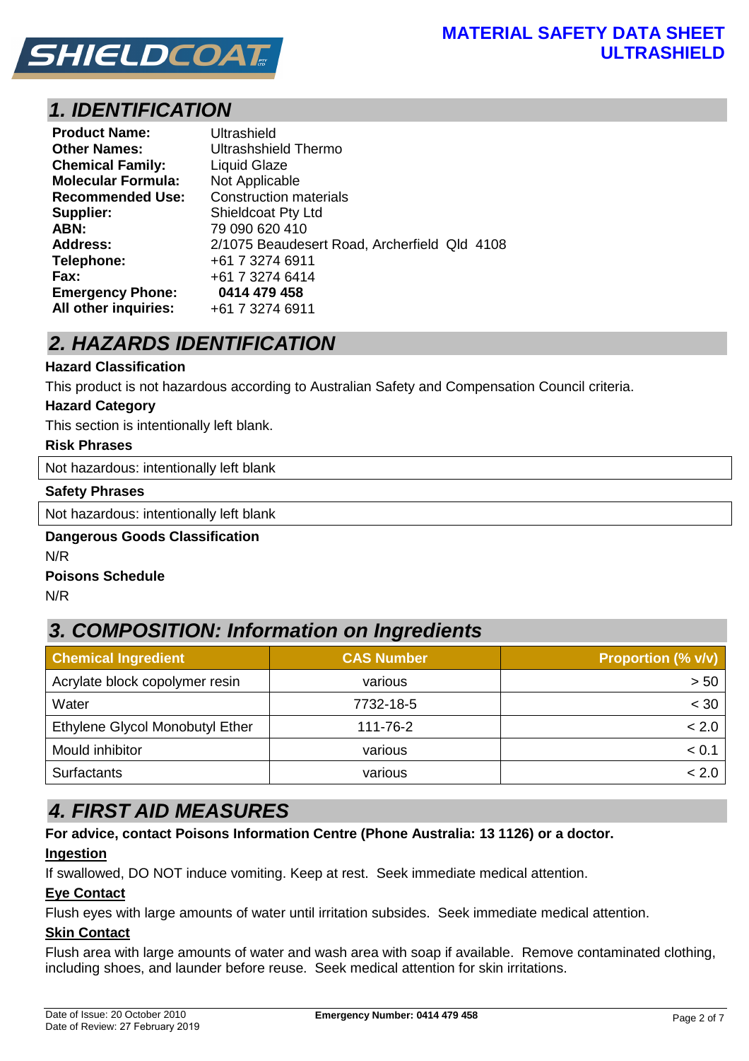# MATERIAL SAFETY DATA SHEET ULTRASHIELD

## 1. IDENTIFICATION

**Product Name:** Ultrashield
**Other Names:** Ultrashshield Thermo
**Chemical Family:** Liquid Glaze
**Molecular Formula:** Not Applicable
**Recommended Use:** Construction materials
**Supplier:** Shieldcoat Pty Ltd
**ABN:** 79 090 620 410
**Address:** 2/1075 Beaudesert Road, Archerfield Qld 4108
**Telephone:** +61 7 3274 6911
**Fax:** +61 7 3274 6414
**Emergency Phone:** **0414 479 458**
**All other inquiries:** +61 7 3274 6911

## 2. HAZARDS IDENTIFICATION

**Hazard Classification**

This product is not hazardous according to Australian Safety and Compensation Council criteria.

**Hazard Category**

This section is intentionally left blank.

**Risk Phrases**

Not hazardous: intentionally left blank

**Safety Phrases**

Not hazardous: intentionally left blank

**Dangerous Goods Classification**

N/R

**Poisons Schedule**

N/R

## 3. COMPOSITION: Information on Ingredients

| Chemical Ingredient | CAS Number | Proportion (% v/v) |
|---|---|---|
| Acrylate block copolymer resin | various | > 50 |
| Water | 7732-18-5 | < 30 |
| Ethylene Glycol Monobutyl Ether | 111-76-2 | < 2.0 |
| Mould inhibitor | various | < 0.1 |
| Surfactants | various | < 2.0 |

## 4. FIRST AID MEASURES

**For advice, contact Poisons Information Centre (Phone Australia: 13 1126) or a doctor.**

**Ingestion**

If swallowed, DO NOT induce vomiting. Keep at rest. Seek immediate medical attention.

**Eye Contact**

Flush eyes with large amounts of water until irritation subsides. Seek immediate medical attention.

**Skin Contact**

Flush area with large amounts of water and wash area with soap if available. Remove contaminated clothing, including shoes, and launder before reuse. Seek medical attention for skin irritations.

Date of Issue: 20 October 2010
Date of Review: 27 February 2019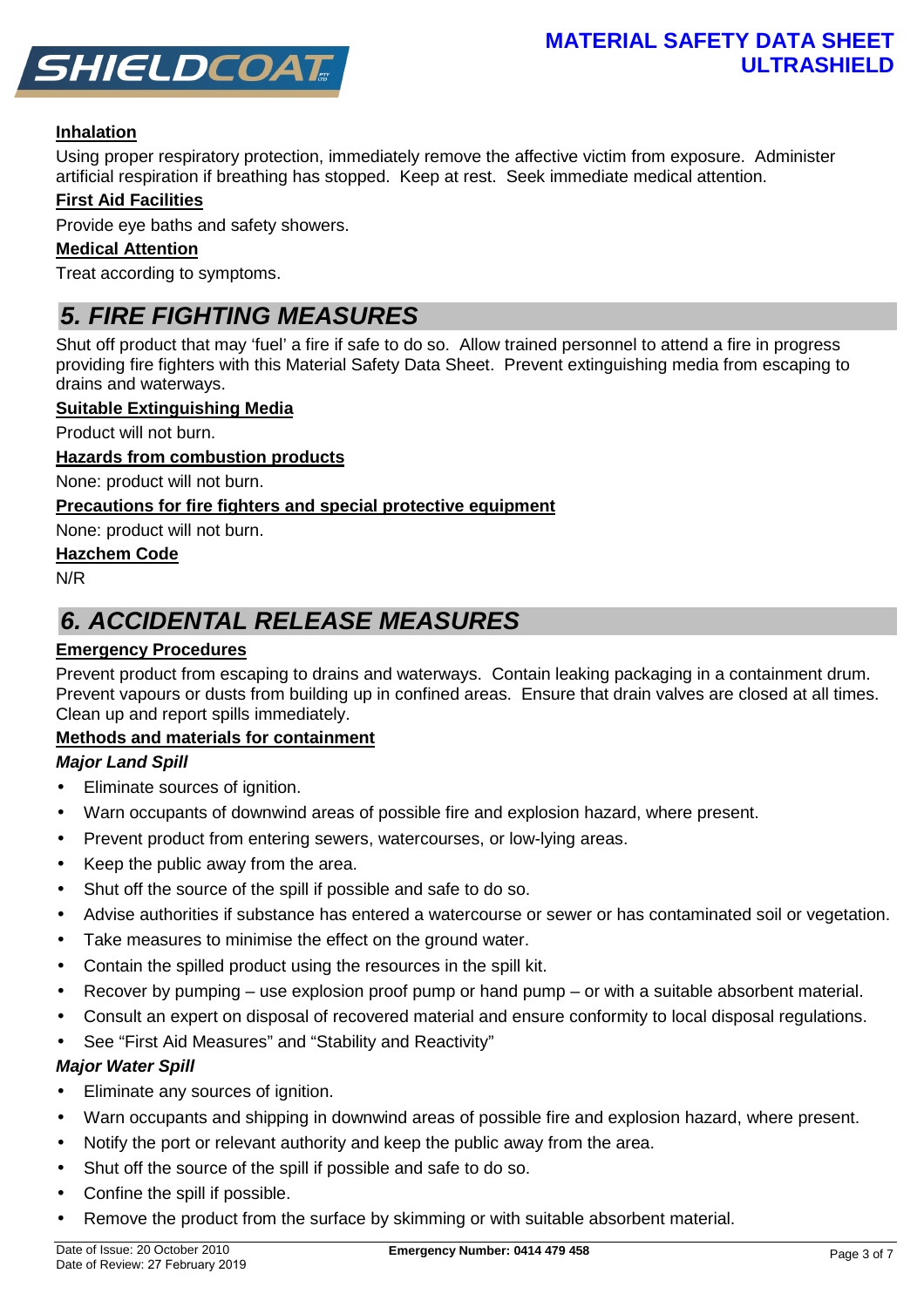**Inhalation**

Using proper respiratory protection, immediately remove the affective victim from exposure. Administer artificial respiration if breathing has stopped. Keep at rest. Seek immediate medical attention.

**First Aid Facilities**

Provide eye baths and safety showers.

**Medical Attention**

Treat according to symptoms.

## 5. FIRE FIGHTING MEASURES

Shut off product that may 'fuel' a fire if safe to do so. Allow trained personnel to attend a fire in progress providing fire fighters with this Material Safety Data Sheet. Prevent extinguishing media from escaping to drains and waterways.

**Suitable Extinguishing Media**

Product will not burn.

**Hazards from combustion products**

None: product will not burn.

**Precautions for fire fighters and special protective equipment**

None: product will not burn.

**Hazchem Code**

N/R

## 6. ACCIDENTAL RELEASE MEASURES

**Emergency Procedures**

Prevent product from escaping to drains and waterways. Contain leaking packaging in a containment drum. Prevent vapours or dusts from building up in confined areas. Ensure that drain valves are closed at all times. Clean up and report spills immediately.

**Methods and materials for containment**

***Major Land Spill***

- Eliminate sources of ignition.
- Warn occupants of downwind areas of possible fire and explosion hazard, where present.
- Prevent product from entering sewers, watercourses, or low-lying areas.
- Keep the public away from the area.
- Shut off the source of the spill if possible and safe to do so.
- Advise authorities if substance has entered a watercourse or sewer or has contaminated soil or vegetation.
- Take measures to minimise the effect on the ground water.
- Contain the spilled product using the resources in the spill kit.
- Recover by pumping – use explosion proof pump or hand pump – or with a suitable absorbent material.
- Consult an expert on disposal of recovered material and ensure conformity to local disposal regulations.
- See "First Aid Measures" and "Stability and Reactivity"

***Major Water Spill***

- Eliminate any sources of ignition.
- Warn occupants and shipping in downwind areas of possible fire and explosion hazard, where present.
- Notify the port or relevant authority and keep the public away from the area.
- Shut off the source of the spill if possible and safe to do so.
- Confine the spill if possible.
- Remove the product from the surface by skimming or with suitable absorbent material.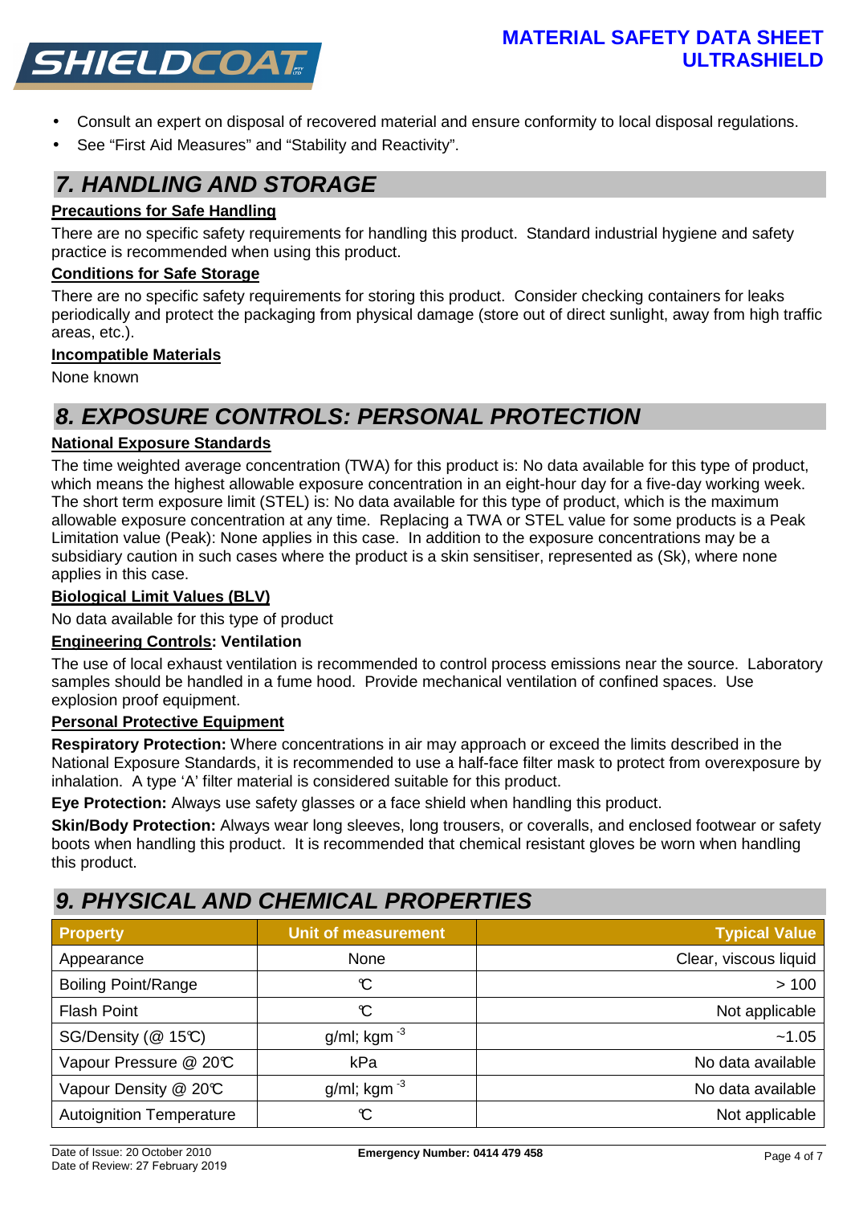- Consult an expert on disposal of recovered material and ensure conformity to local disposal regulations.
- See "First Aid Measures" and "Stability and Reactivity".

## 7. HANDLING AND STORAGE

**Precautions for Safe Handling**

There are no specific safety requirements for handling this product. Standard industrial hygiene and safety practice is recommended when using this product.

**Conditions for Safe Storage**

There are no specific safety requirements for storing this product. Consider checking containers for leaks periodically and protect the packaging from physical damage (store out of direct sunlight, away from high traffic areas, etc.).

**Incompatible Materials**

None known

## 8. EXPOSURE CONTROLS: PERSONAL PROTECTION

**National Exposure Standards**

The time weighted average concentration (TWA) for this product is: No data available for this type of product, which means the highest allowable exposure concentration in an eight-hour day for a five-day working week. The short term exposure limit (STEL) is: No data available for this type of product, which is the maximum allowable exposure concentration at any time. Replacing a TWA or STEL value for some products is a Peak Limitation value (Peak): None applies in this case. In addition to the exposure concentrations may be a subsidiary caution in such cases where the product is a skin sensitiser, represented as (Sk), where none applies in this case.

**Biological Limit Values (BLV)**

No data available for this type of product

**Engineering Controls: Ventilation**

The use of local exhaust ventilation is recommended to control process emissions near the source. Laboratory samples should be handled in a fume hood. Provide mechanical ventilation of confined spaces. Use explosion proof equipment.

**Personal Protective Equipment**

**Respiratory Protection:** Where concentrations in air may approach or exceed the limits described in the National Exposure Standards, it is recommended to use a half-face filter mask to protect from overexposure by inhalation. A type 'A' filter material is considered suitable for this product.

**Eye Protection:** Always use safety glasses or a face shield when handling this product.

**Skin/Body Protection:** Always wear long sleeves, long trousers, or coveralls, and enclosed footwear or safety boots when handling this product. It is recommended that chemical resistant gloves be worn when handling this product.

## 9. PHYSICAL AND CHEMICAL PROPERTIES

| Property | Unit of measurement | Typical Value |
|---|---|---|
| Appearance | None | Clear, viscous liquid |
| Boiling Point/Range | ℃ | > 100 |
| Flash Point | ℃ | Not applicable |
| SG/Density (@ 15℃) | g/ml; kgm $^{-3}$ | ~1.05 |
| Vapour Pressure @ 20℃ | kPa | No data available |
| Vapour Density @ 20℃ | g/ml; kgm $^{-3}$ | No data available |
| Autoignition Temperature | ℃ | Not applicable |

Date of Issue: 20 October 2010
Date of Review: 27 February 2019
**Emergency Number: 0414 479 458**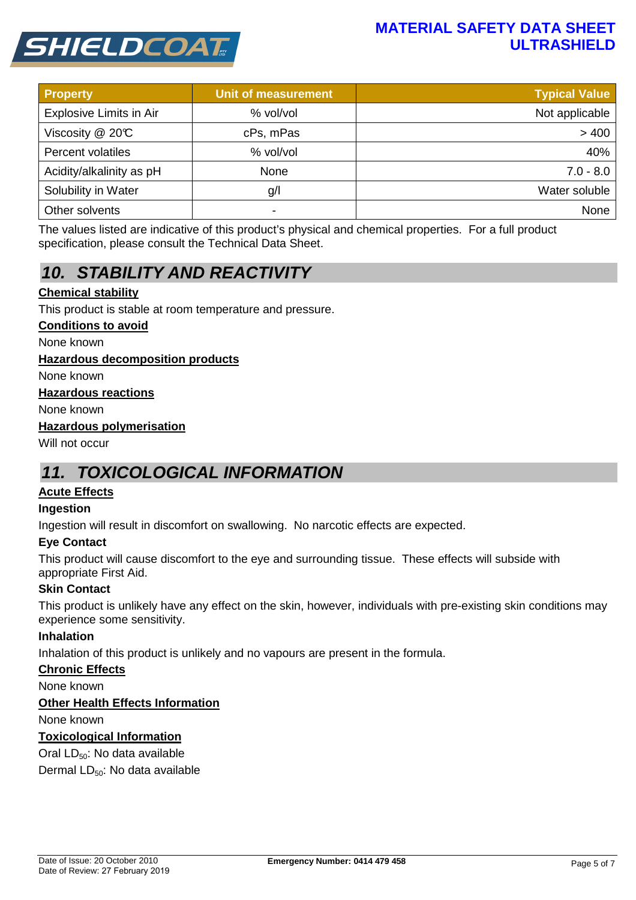| Property | Unit of measurement | Typical Value |
|---|---|---|
| Explosive Limits in Air | % vol/vol | Not applicable |
| Viscosity @ 20℃ | cPs, mPas | > 400 |
| Percent volatiles | % vol/vol | 40% |
| Acidity/alkalinity as pH | None | 7.0 - 8.0 |
| Solubility in Water | g/l | Water soluble |
| Other solvents | - | None |

The values listed are indicative of this product's physical and chemical properties. For a full product specification, please consult the Technical Data Sheet.

## *10. STABILITY AND REACTIVITY*

**Chemical stability**

This product is stable at room temperature and pressure.

**Conditions to avoid**

None known

**Hazardous decomposition products**

None known

**Hazardous reactions**

None known

**Hazardous polymerisation**

Will not occur

## *11. TOXICOLOGICAL INFORMATION*

**Acute Effects**

**Ingestion**

Ingestion will result in discomfort on swallowing. No narcotic effects are expected.

**Eye Contact**

This product will cause discomfort to the eye and surrounding tissue. These effects will subside with appropriate First Aid.

**Skin Contact**

This product is unlikely have any effect on the skin, however, individuals with pre-existing skin conditions may experience some sensitivity.

**Inhalation**

Inhalation of this product is unlikely and no vapours are present in the formula.

**Chronic Effects**

None known

**Other Health Effects Information**

None known

**Toxicological Information**

Oral $LD_{50}$: No data available

Dermal $LD_{50}$: No data available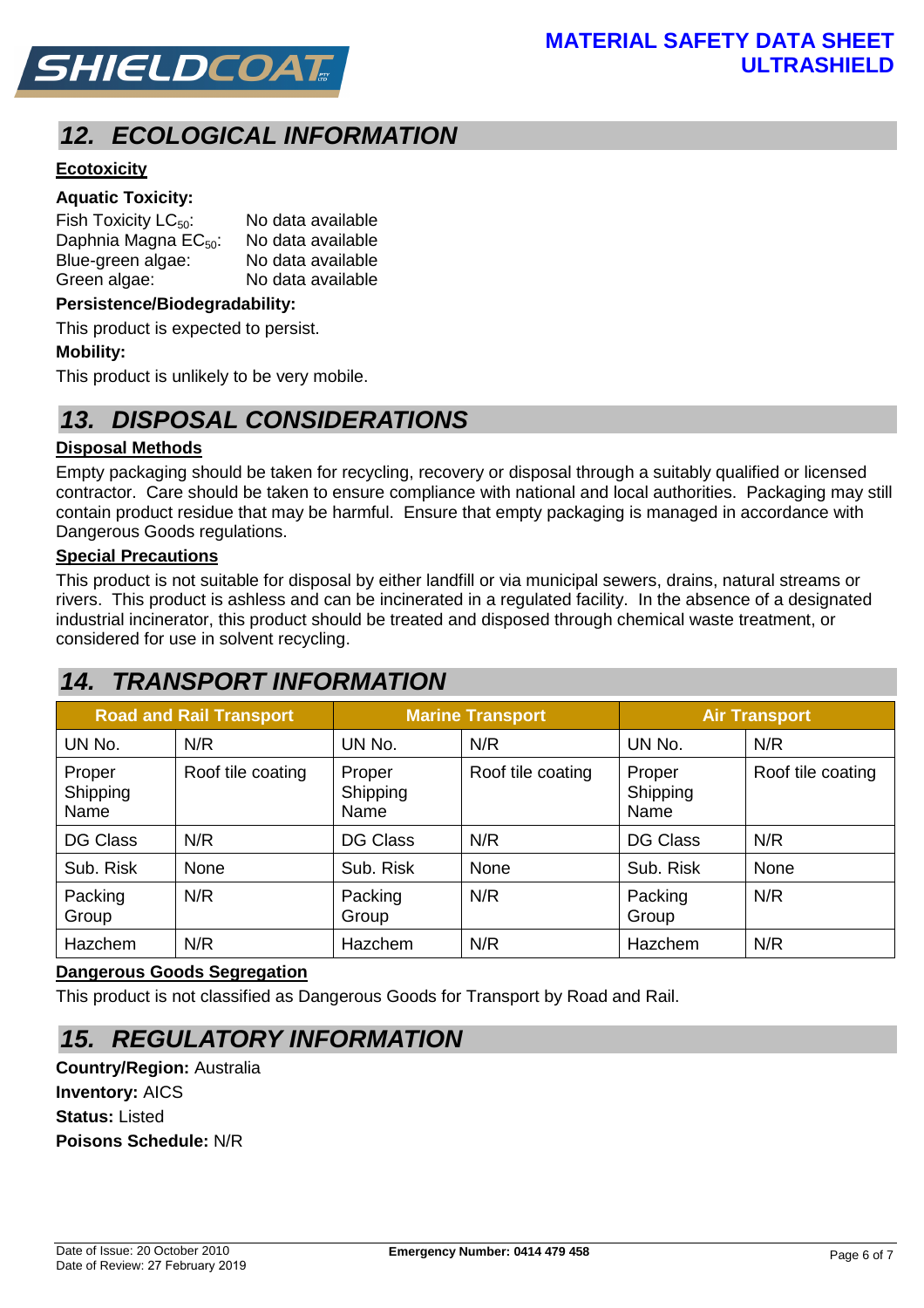## 12. ECOLOGICAL INFORMATION

**Ecotoxicity**

**Aquatic Toxicity:**

Fish Toxicity $LC_{50}$: No data available
Daphnia Magna $EC_{50}$: No data available
Blue-green algae: No data available
Green algae: No data available

**Persistence/Biodegradability:**

This product is expected to persist.

**Mobility:**

This product is unlikely to be very mobile.

## 13. DISPOSAL CONSIDERATIONS

**Disposal Methods**

Empty packaging should be taken for recycling, recovery or disposal through a suitably qualified or licensed contractor. Care should be taken to ensure compliance with national and local authorities. Packaging may still contain product residue that may be harmful. Ensure that empty packaging is managed in accordance with Dangerous Goods regulations.

**Special Precautions**

This product is not suitable for disposal by either landfill or via municipal sewers, drains, natural streams or rivers. This product is ashless and can be incinerated in a regulated facility. In the absence of a designated industrial incinerator, this product should be treated and disposed through chemical waste treatment, or considered for use in solvent recycling.

## 14. TRANSPORT INFORMATION

| Road and Rail Transport | | Marine Transport | | Air Transport | |
|---|---|---|---|---|---|
| UN No. | N/R | UN No. | N/R | UN No. | N/R |
| Proper Shipping Name | Roof tile coating | Proper Shipping Name | Roof tile coating | Proper Shipping Name | Roof tile coating |
| DG Class | N/R | DG Class | N/R | DG Class | N/R |
| Sub. Risk | None | Sub. Risk | None | Sub. Risk | None |
| Packing Group | N/R | Packing Group | N/R | Packing Group | N/R |
| Hazchem | N/R | Hazchem | N/R | Hazchem | N/R |

**Dangerous Goods Segregation**

This product is not classified as Dangerous Goods for Transport by Road and Rail.

## 15. REGULATORY INFORMATION

**Country/Region:** Australia
**Inventory:** AICS
**Status:** Listed
**Poisons Schedule:** N/R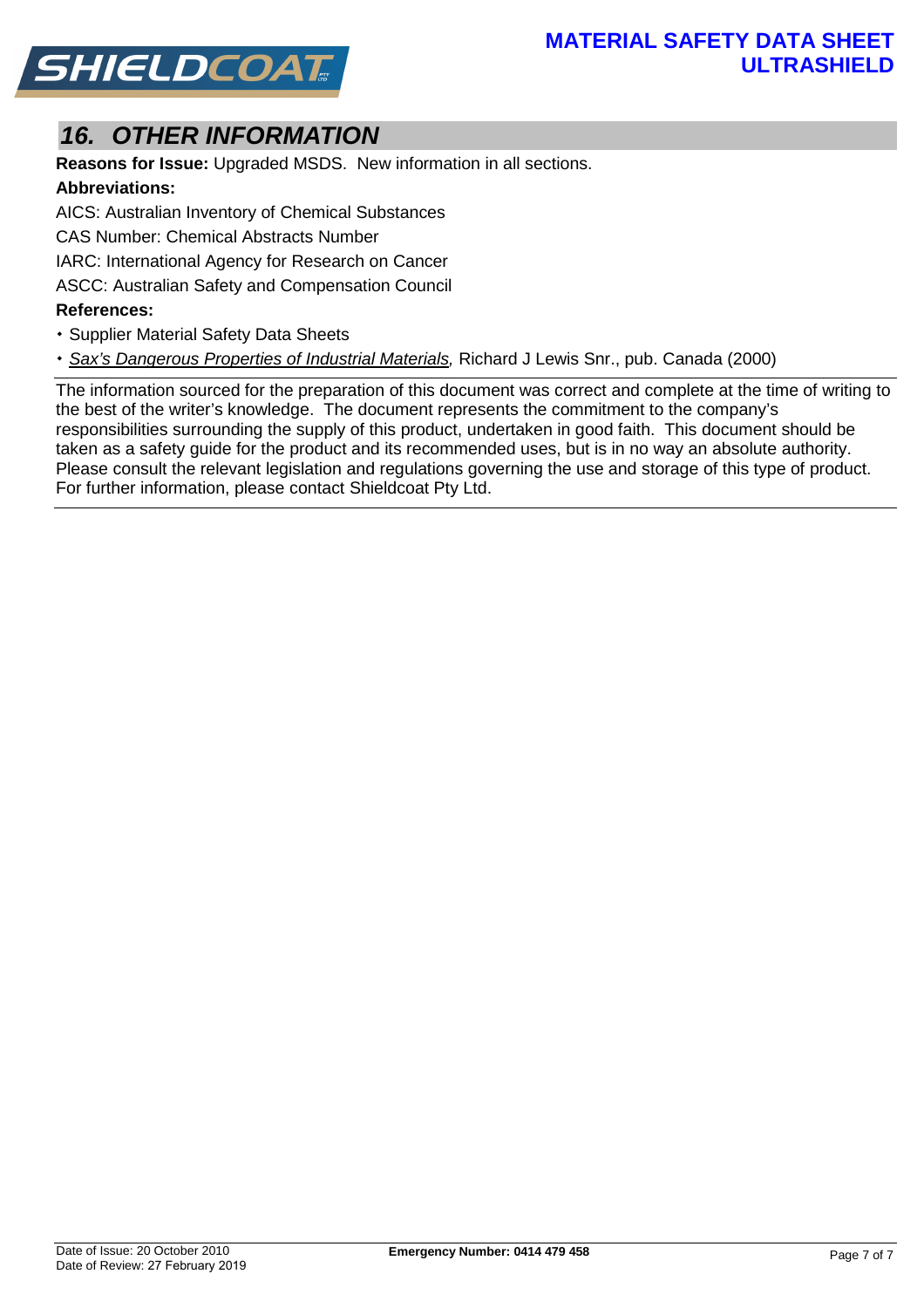## 16. OTHER INFORMATION

**Reasons for Issue:** Upgraded MSDS. New information in all sections.

**Abbreviations:**

AICS: Australian Inventory of Chemical Substances

CAS Number: Chemical Abstracts Number

IARC: International Agency for Research on Cancer

ASCC: Australian Safety and Compensation Council

**References:**

- Supplier Material Safety Data Sheets
- *Sax's Dangerous Properties of Industrial Materials,* Richard J Lewis Snr., pub. Canada (2000)

The information sourced for the preparation of this document was correct and complete at the time of writing to the best of the writer's knowledge. The document represents the commitment to the company's responsibilities surrounding the supply of this product, undertaken in good faith. This document should be taken as a safety guide for the product and its recommended uses, but is in no way an absolute authority. Please consult the relevant legislation and regulations governing the use and storage of this type of product. For further information, please contact Shieldcoat Pty Ltd.